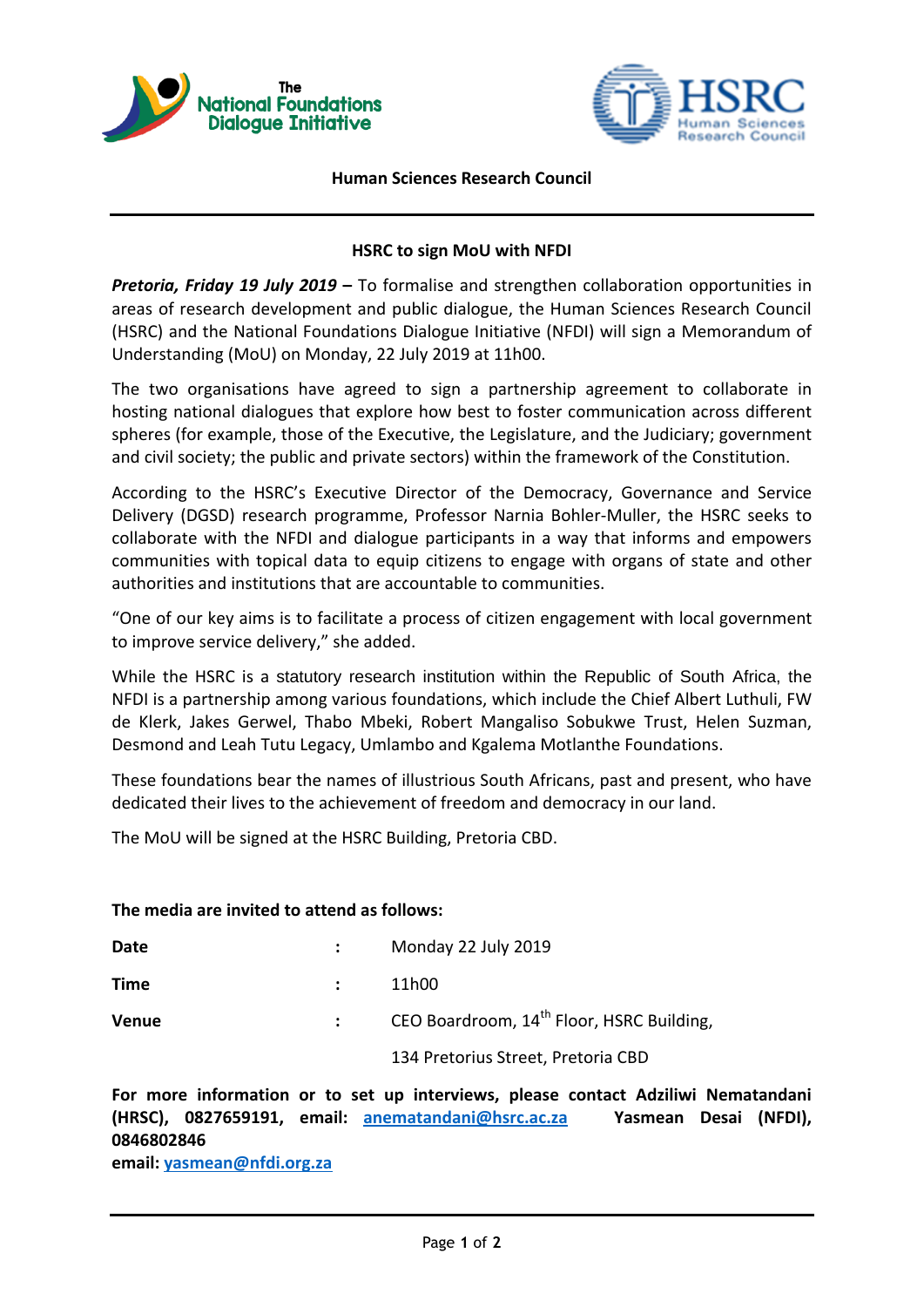The National Foundations Dialogue Initiative

HSRC Human Sciences Research Council

**Human Sciences Research Council**

---

**HSRC to sign MoU with NFDI**

***Pretoria, Friday 19 July 2019* –** To formalise and strengthen collaboration opportunities in areas of research development and public dialogue, the Human Sciences Research Council (HSRC) and the National Foundations Dialogue Initiative (NFDI) will sign a Memorandum of Understanding (MoU) on Monday, 22 July 2019 at 11h00.

The two organisations have agreed to sign a partnership agreement to collaborate in hosting national dialogues that explore how best to foster communication across different spheres (for example, those of the Executive, the Legislature, and the Judiciary; government and civil society; the public and private sectors) within the framework of the Constitution.

According to the HSRC's Executive Director of the Democracy, Governance and Service Delivery (DGSD) research programme, Professor Narnia Bohler-Muller, the HSRC seeks to collaborate with the NFDI and dialogue participants in a way that informs and empowers communities with topical data to equip citizens to engage with organs of state and other authorities and institutions that are accountable to communities.

"One of our key aims is to facilitate a process of citizen engagement with local government to improve service delivery," she added.

While the HSRC is a statutory research institution within the Republic of South Africa, the NFDI is a partnership among various foundations, which include the Chief Albert Luthuli, FW de Klerk, Jakes Gerwel, Thabo Mbeki, Robert Mangaliso Sobukwe Trust, Helen Suzman, Desmond and Leah Tutu Legacy, Umlambo and Kgalema Motlanthe Foundations.

These foundations bear the names of illustrious South Africans, past and present, who have dedicated their lives to the achievement of freedom and democracy in our land.

The MoU will be signed at the HSRC Building, Pretoria CBD.

**The media are invited to attend as follows:**

| | | |
|---|---|---|
| **Date** | : | Monday 22 July 2019 |
| **Time** | : | 11h00 |
| **Venue** | : | CEO Boardroom, 14th Floor, HSRC Building, |
| | | 134 Pretorius Street, Pretoria CBD |

**For more information or to set up interviews, please contact Adziliwi Nematandani (HRSC), 0827659191, email: [anematandani@hsrc.ac.za](mailto:anematandani@hsrc.ac.za) Yasmean Desai (NFDI), 0846802846**
**email: [yasmean@nfdi.org.za](mailto:yasmean@nfdi.org.za)**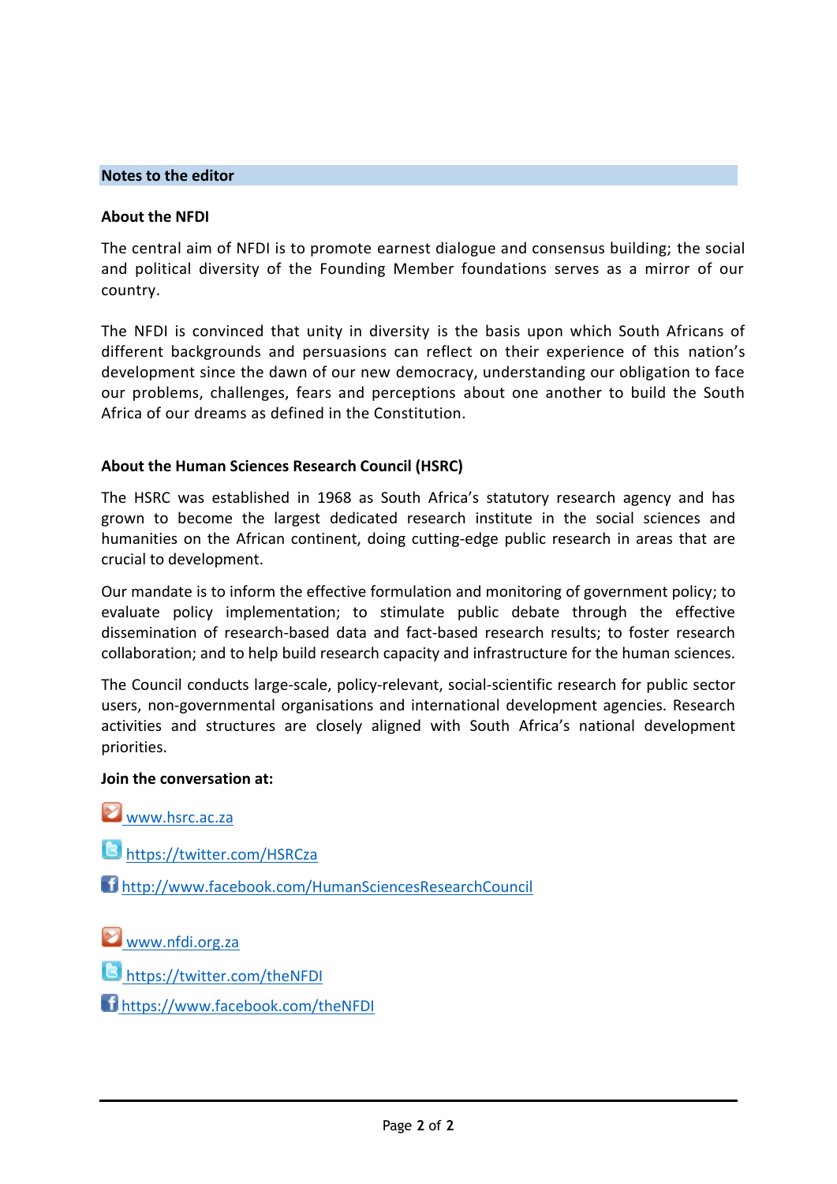## Notes to the editor

### About the NFDI

The central aim of NFDI is to promote earnest dialogue and consensus building; the social and political diversity of the Founding Member foundations serves as a mirror of our country.

The NFDI is convinced that unity in diversity is the basis upon which South Africans of different backgrounds and persuasions can reflect on their experience of this nation's development since the dawn of our new democracy, understanding our obligation to face our problems, challenges, fears and perceptions about one another to build the South Africa of our dreams as defined in the Constitution.

### About the Human Sciences Research Council (HSRC)

The HSRC was established in 1968 as South Africa's statutory research agency and has grown to become the largest dedicated research institute in the social sciences and humanities on the African continent, doing cutting-edge public research in areas that are crucial to development.

Our mandate is to inform the effective formulation and monitoring of government policy; to evaluate policy implementation; to stimulate public debate through the effective dissemination of research-based data and fact-based research results; to foster research collaboration; and to help build research capacity and infrastructure for the human sciences.

The Council conducts large-scale, policy-relevant, social-scientific research for public sector users, non-governmental organisations and international development agencies. Research activities and structures are closely aligned with South Africa's national development priorities.

**Join the conversation at:**

www.hsrc.ac.za

https://twitter.com/HSRCza

http://www.facebook.com/HumanSciencesResearchCouncil

www.nfdi.org.za

https://twitter.com/theNFDI

https://www.facebook.com/theNFDI